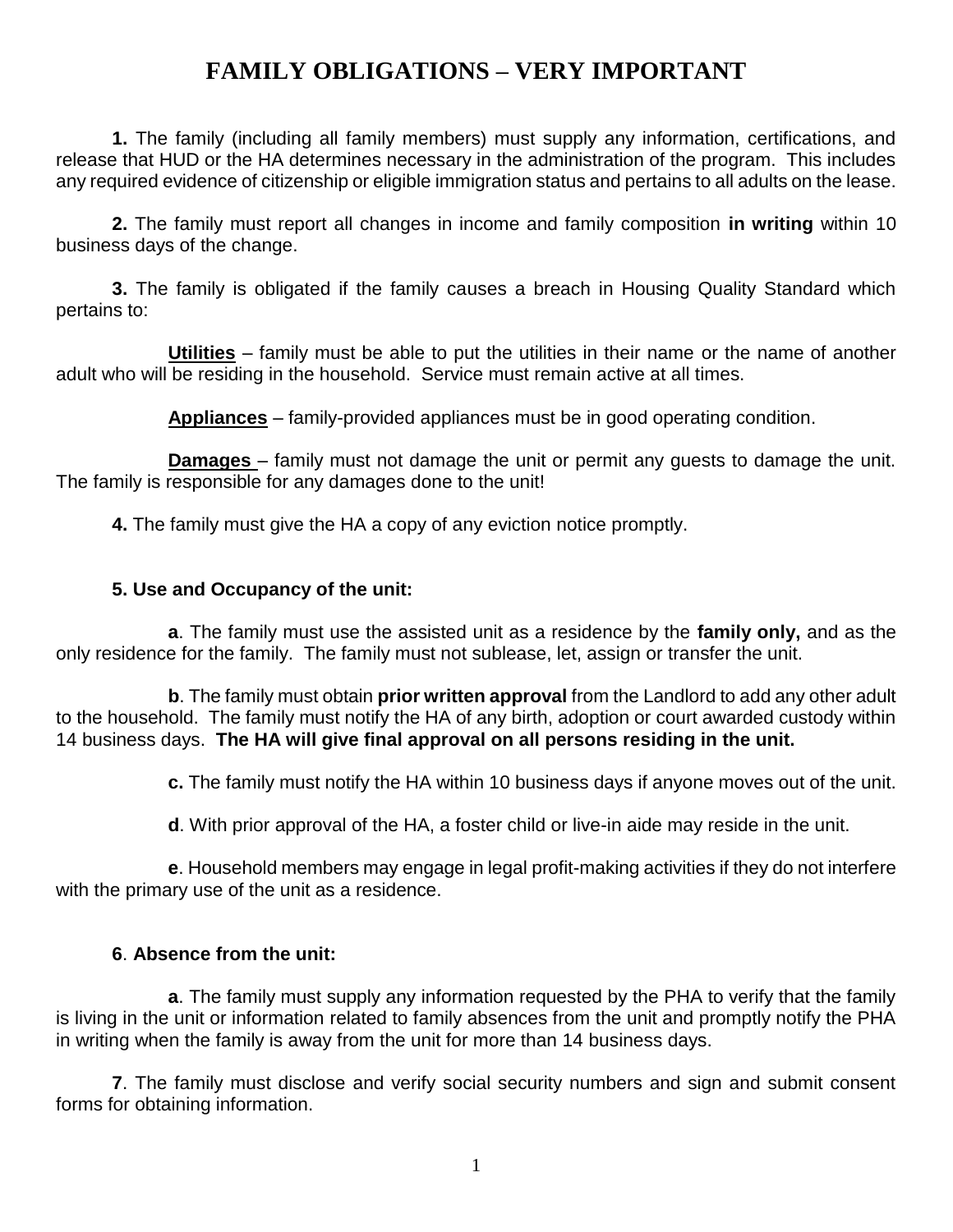# FAMILY OBLIGATIONS – VERY IMPORTANT

**1.** The family (including all family members) must supply any information, certifications, and release that HUD or the HA determines necessary in the administration of the program. This includes any required evidence of citizenship or eligible immigration status and pertains to all adults on the lease.

**2.** The family must report all changes in income and family composition **in writing** within 10 business days of the change.

**3.** The family is obligated if the family causes a breach in Housing Quality Standard which pertains to:

**<u>Utilities</u>** – family must be able to put the utilities in their name or the name of another adult who will be residing in the household. Service must remain active at all times.

**<u>Appliances</u>** – family-provided appliances must be in good operating condition.

**<u>Damages</u>** – family must not damage the unit or permit any guests to damage the unit. The family is responsible for any damages done to the unit!

**4.** The family must give the HA a copy of any eviction notice promptly.

**5. Use and Occupancy of the unit:**

**a**. The family must use the assisted unit as a residence by the **family only,** and as the only residence for the family. The family must not sublease, let, assign or transfer the unit.

**b**. The family must obtain **prior written approval** from the Landlord to add any other adult to the household. The family must notify the HA of any birth, adoption or court awarded custody within 14 business days. **The HA will give final approval on all persons residing in the unit.**

**c.** The family must notify the HA within 10 business days if anyone moves out of the unit.

**d**. With prior approval of the HA, a foster child or live-in aide may reside in the unit.

**e**. Household members may engage in legal profit-making activities if they do not interfere with the primary use of the unit as a residence.

**6**. **Absence from the unit:**

**a**. The family must supply any information requested by the PHA to verify that the family is living in the unit or information related to family absences from the unit and promptly notify the PHA in writing when the family is away from the unit for more than 14 business days.

**7**. The family must disclose and verify social security numbers and sign and submit consent forms for obtaining information.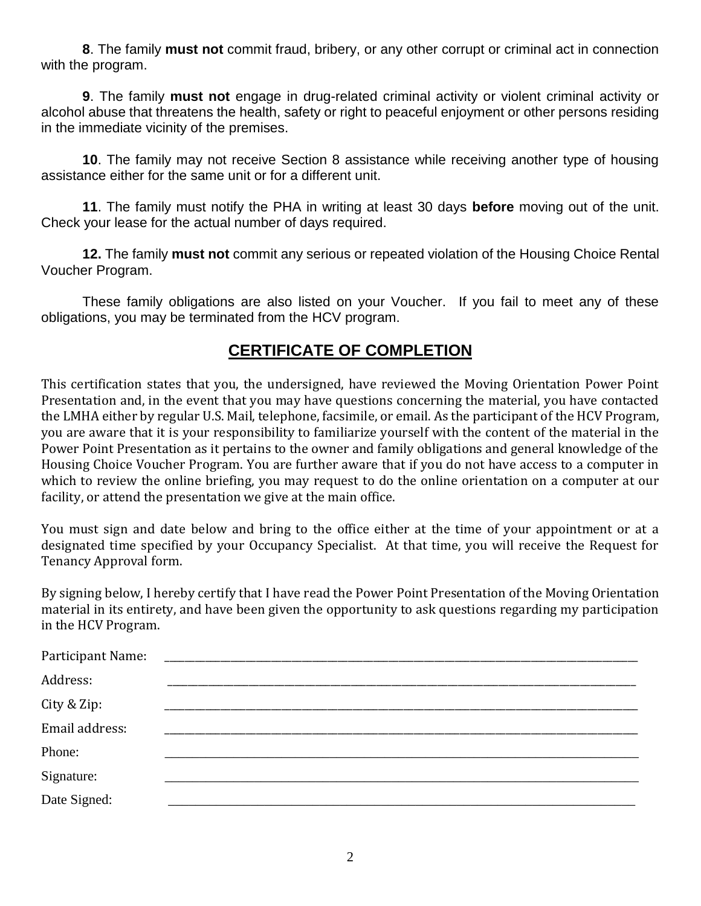**8**. The family **must not** commit fraud, bribery, or any other corrupt or criminal act in connection with the program.

**9**. The family **must not** engage in drug-related criminal activity or violent criminal activity or alcohol abuse that threatens the health, safety or right to peaceful enjoyment or other persons residing in the immediate vicinity of the premises.

**10**. The family may not receive Section 8 assistance while receiving another type of housing assistance either for the same unit or for a different unit.

**11**. The family must notify the PHA in writing at least 30 days **before** moving out of the unit. Check your lease for the actual number of days required.

**12.** The family **must not** commit any serious or repeated violation of the Housing Choice Rental Voucher Program.

These family obligations are also listed on your Voucher. If you fail to meet any of these obligations, you may be terminated from the HCV program.

## CERTIFICATE OF COMPLETION

This certification states that you, the undersigned, have reviewed the Moving Orientation Power Point Presentation and, in the event that you may have questions concerning the material, you have contacted the LMHA either by regular U.S. Mail, telephone, facsimile, or email. As the participant of the HCV Program, you are aware that it is your responsibility to familiarize yourself with the content of the material in the Power Point Presentation as it pertains to the owner and family obligations and general knowledge of the Housing Choice Voucher Program. You are further aware that if you do not have access to a computer in which to review the online briefing, you may request to do the online orientation on a computer at our facility, or attend the presentation we give at the main office.

You must sign and date below and bring to the office either at the time of your appointment or at a designated time specified by your Occupancy Specialist. At that time, you will receive the Request for Tenancy Approval form.

By signing below, I hereby certify that I have read the Power Point Presentation of the Moving Orientation material in its entirety, and have been given the opportunity to ask questions regarding my participation in the HCV Program.

Participant Name: ______________________________

Address: ______________________________

City & Zip: ______________________________

Email address: ______________________________

Phone: ______________________________

Signature: ______________________________

Date Signed: ______________________________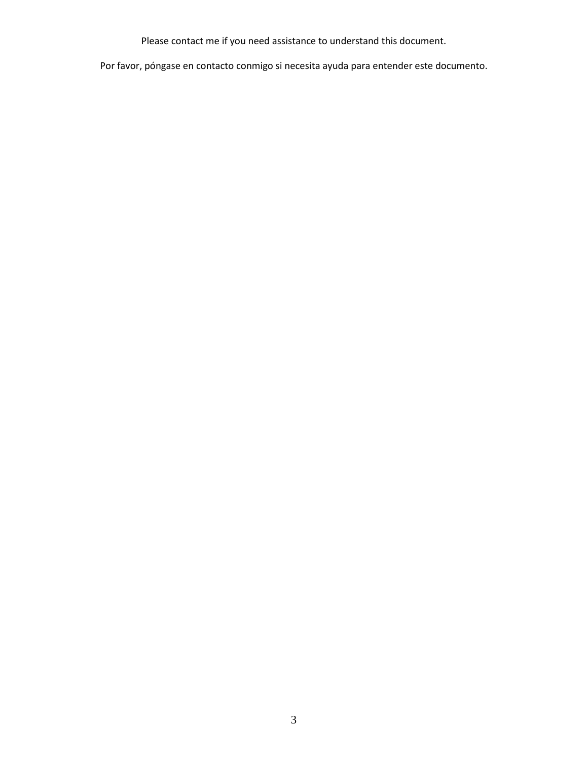Please contact me if you need assistance to understand this document.

Por favor, póngase en contacto conmigo si necesita ayuda para entender este documento.